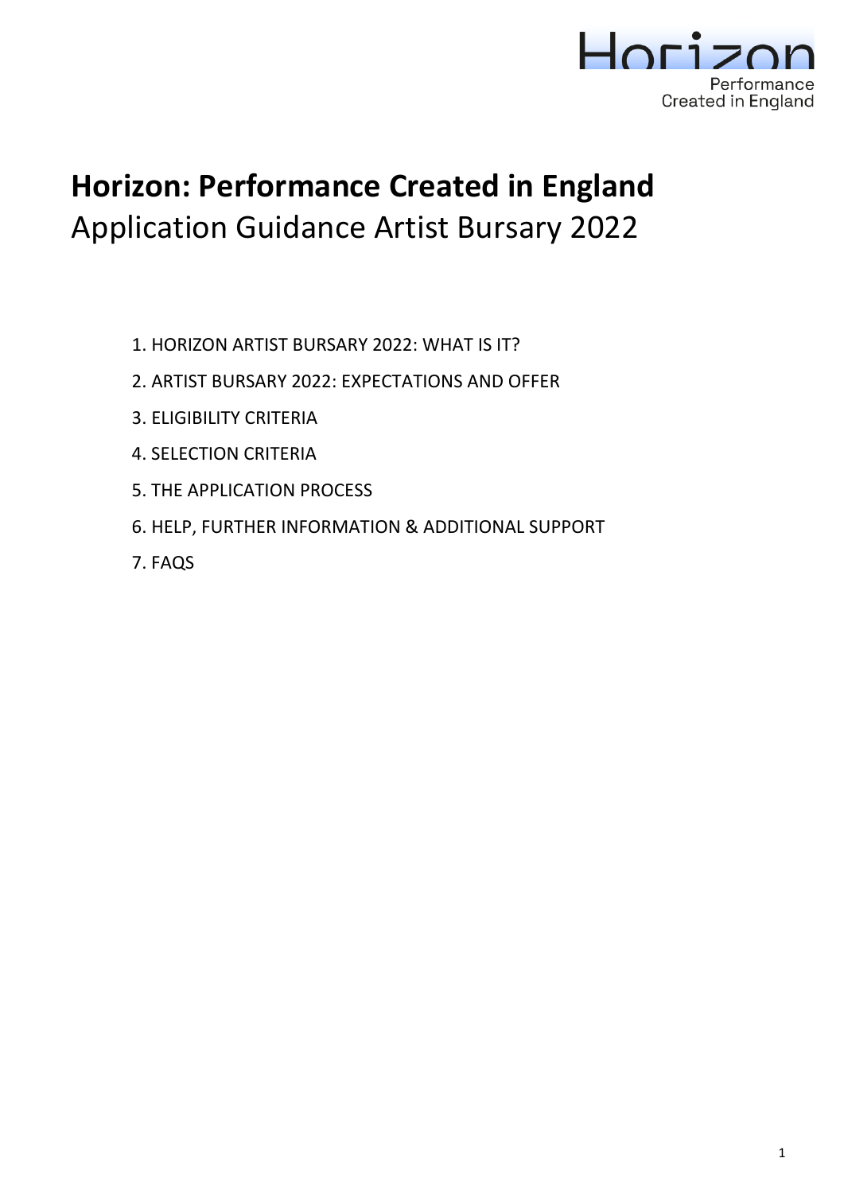Horizon

Performance
Created in England

# Horizon: Performance Created in England

## Application Guidance Artist Bursary 2022

1. HORIZON ARTIST BURSARY 2022: WHAT IS IT?
2. ARTIST BURSARY 2022: EXPECTATIONS AND OFFER
3. ELIGIBILITY CRITERIA
4. SELECTION CRITERIA
5. THE APPLICATION PROCESS
6. HELP, FURTHER INFORMATION & ADDITIONAL SUPPORT
7. FAQS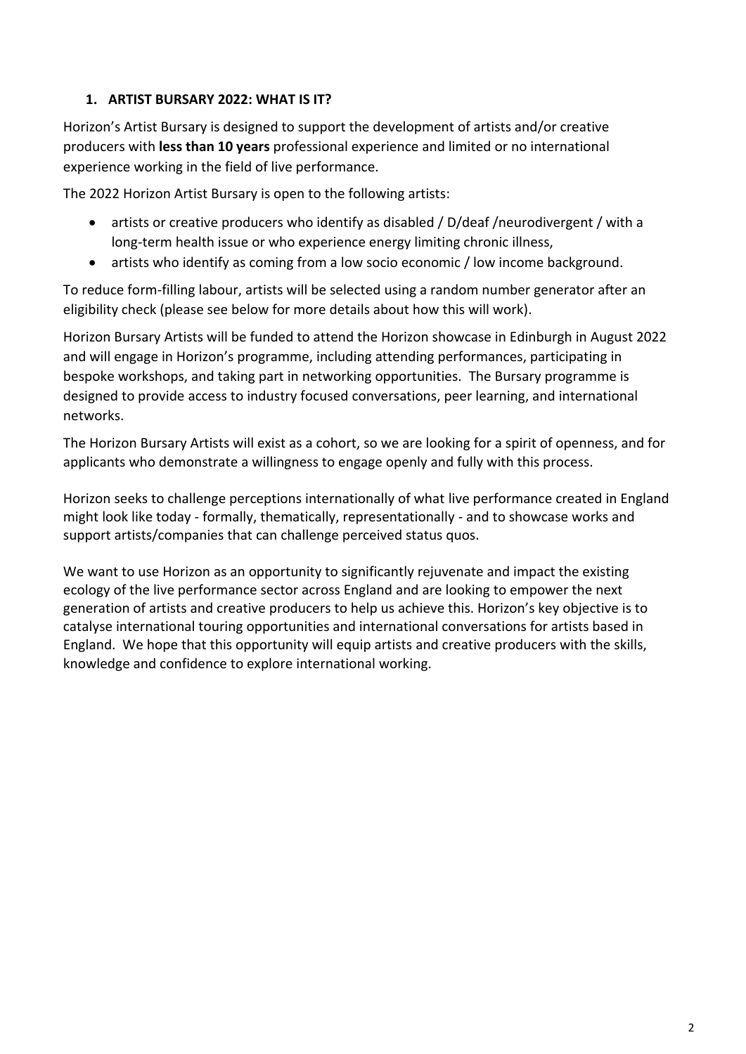## 1. ARTIST BURSARY 2022: WHAT IS IT?

Horizon's Artist Bursary is designed to support the development of artists and/or creative producers with **less than 10 years** professional experience and limited or no international experience working in the field of live performance.

The 2022 Horizon Artist Bursary is open to the following artists:

- artists or creative producers who identify as disabled / D/deaf /neurodivergent / with a long-term health issue or who experience energy limiting chronic illness,
- artists who identify as coming from a low socio economic / low income background.

To reduce form-filling labour, artists will be selected using a random number generator after an eligibility check (please see below for more details about how this will work).

Horizon Bursary Artists will be funded to attend the Horizon showcase in Edinburgh in August 2022 and will engage in Horizon's programme, including attending performances, participating in bespoke workshops, and taking part in networking opportunities. The Bursary programme is designed to provide access to industry focused conversations, peer learning, and international networks.

The Horizon Bursary Artists will exist as a cohort, so we are looking for a spirit of openness, and for applicants who demonstrate a willingness to engage openly and fully with this process.

Horizon seeks to challenge perceptions internationally of what live performance created in England might look like today - formally, thematically, representationally - and to showcase works and support artists/companies that can challenge perceived status quos.

We want to use Horizon as an opportunity to significantly rejuvenate and impact the existing ecology of the live performance sector across England and are looking to empower the next generation of artists and creative producers to help us achieve this. Horizon's key objective is to catalyse international touring opportunities and international conversations for artists based in England. We hope that this opportunity will equip artists and creative producers with the skills, knowledge and confidence to explore international working.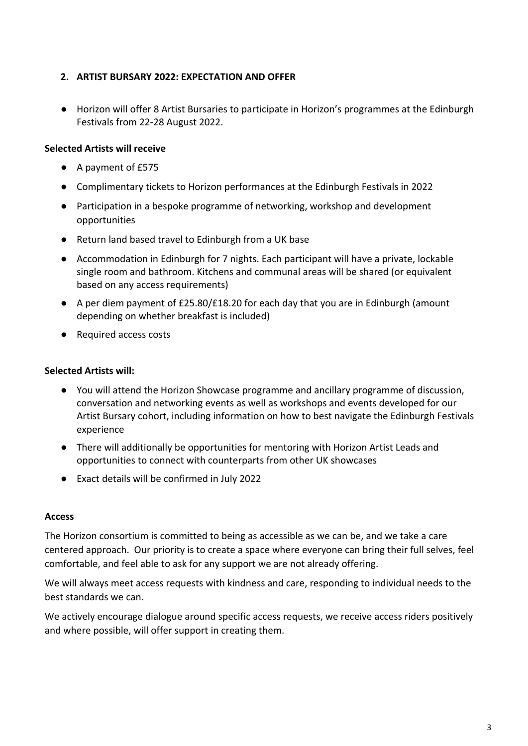## 2. ARTIST BURSARY 2022: EXPECTATION AND OFFER

- Horizon will offer 8 Artist Bursaries to participate in Horizon's programmes at the Edinburgh Festivals from 22-28 August 2022.

**Selected Artists will receive**

- A payment of £575
- Complimentary tickets to Horizon performances at the Edinburgh Festivals in 2022
- Participation in a bespoke programme of networking, workshop and development opportunities
- Return land based travel to Edinburgh from a UK base
- Accommodation in Edinburgh for 7 nights. Each participant will have a private, lockable single room and bathroom. Kitchens and communal areas will be shared (or equivalent based on any access requirements)
- A per diem payment of £25.80/£18.20 for each day that you are in Edinburgh (amount depending on whether breakfast is included)
- Required access costs

**Selected Artists will:**

- You will attend the Horizon Showcase programme and ancillary programme of discussion, conversation and networking events as well as workshops and events developed for our Artist Bursary cohort, including information on how to best navigate the Edinburgh Festivals experience
- There will additionally be opportunities for mentoring with Horizon Artist Leads and opportunities to connect with counterparts from other UK showcases
- Exact details will be confirmed in July 2022

**Access**

The Horizon consortium is committed to being as accessible as we can be, and we take a care centered approach. Our priority is to create a space where everyone can bring their full selves, feel comfortable, and feel able to ask for any support we are not already offering.

We will always meet access requests with kindness and care, responding to individual needs to the best standards we can.

We actively encourage dialogue around specific access requests, we receive access riders positively and where possible, will offer support in creating them.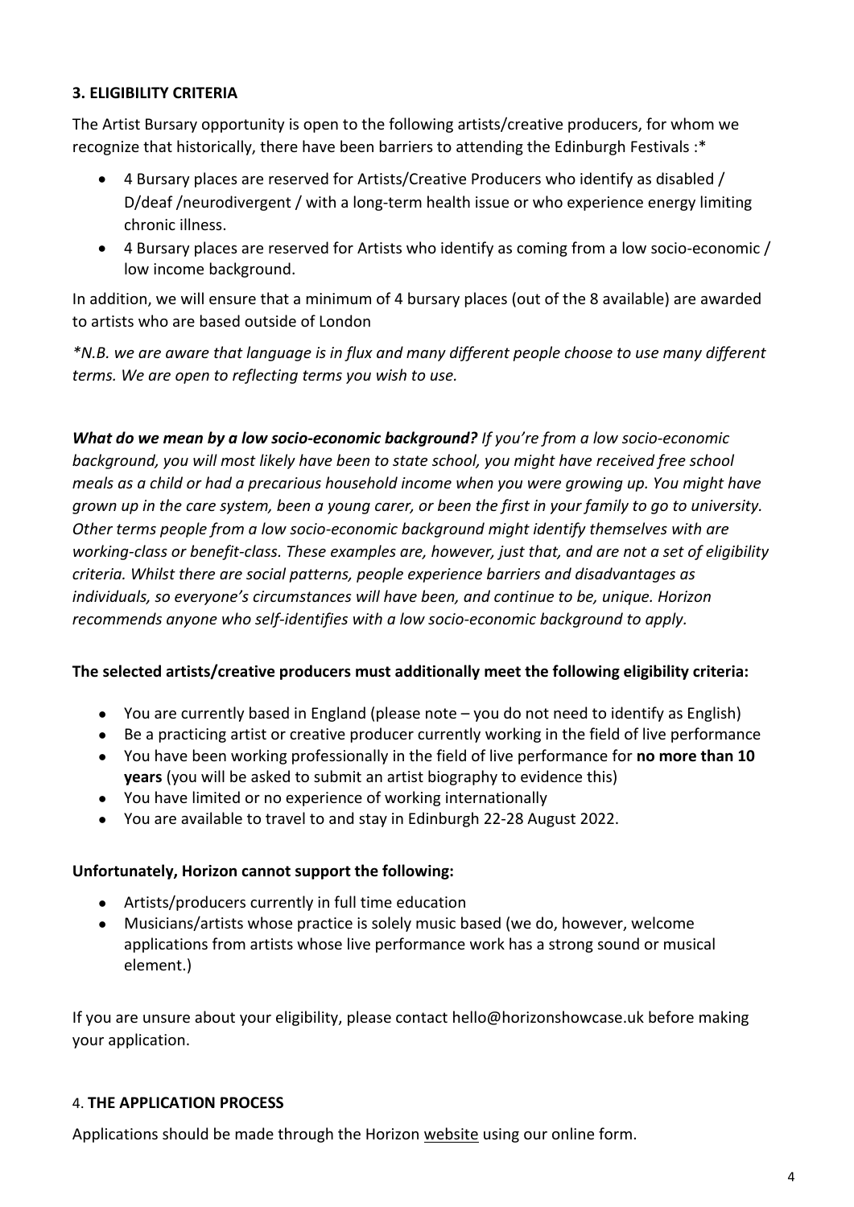## 3. ELIGIBILITY CRITERIA

The Artist Bursary opportunity is open to the following artists/creative producers, for whom we recognize that historically, there have been barriers to attending the Edinburgh Festivals :*

- 4 Bursary places are reserved for Artists/Creative Producers who identify as disabled / D/deaf /neurodivergent / with a long-term health issue or who experience energy limiting chronic illness.
- 4 Bursary places are reserved for Artists who identify as coming from a low socio-economic / low income background.

In addition, we will ensure that a minimum of 4 bursary places (out of the 8 available) are awarded to artists who are based outside of London

*\*N.B. we are aware that language is in flux and many different people choose to use many different terms. We are open to reflecting terms you wish to use.*

***What do we mean by a low socio-economic background?*** *If you're from a low socio-economic background, you will most likely have been to state school, you might have received free school meals as a child or had a precarious household income when you were growing up. You might have grown up in the care system, been a young carer, or been the first in your family to go to university. Other terms people from a low socio-economic background might identify themselves with are working-class or benefit-class. These examples are, however, just that, and are not a set of eligibility criteria. Whilst there are social patterns, people experience barriers and disadvantages as individuals, so everyone's circumstances will have been, and continue to be, unique. Horizon recommends anyone who self-identifies with a low socio-economic background to apply.*

**The selected artists/creative producers must additionally meet the following eligibility criteria:**

- You are currently based in England (please note – you do not need to identify as English)
- Be a practicing artist or creative producer currently working in the field of live performance
- You have been working professionally in the field of live performance for **no more than 10 years** (you will be asked to submit an artist biography to evidence this)
- You have limited or no experience of working internationally
- You are available to travel to and stay in Edinburgh 22-28 August 2022.

**Unfortunately, Horizon cannot support the following:**

- Artists/producers currently in full time education
- Musicians/artists whose practice is solely music based (we do, however, welcome applications from artists whose live performance work has a strong sound or musical element.)

If you are unsure about your eligibility, please contact hello@horizonshowcase.uk before making your application.

## 4. THE APPLICATION PROCESS

Applications should be made through the Horizon website using our online form.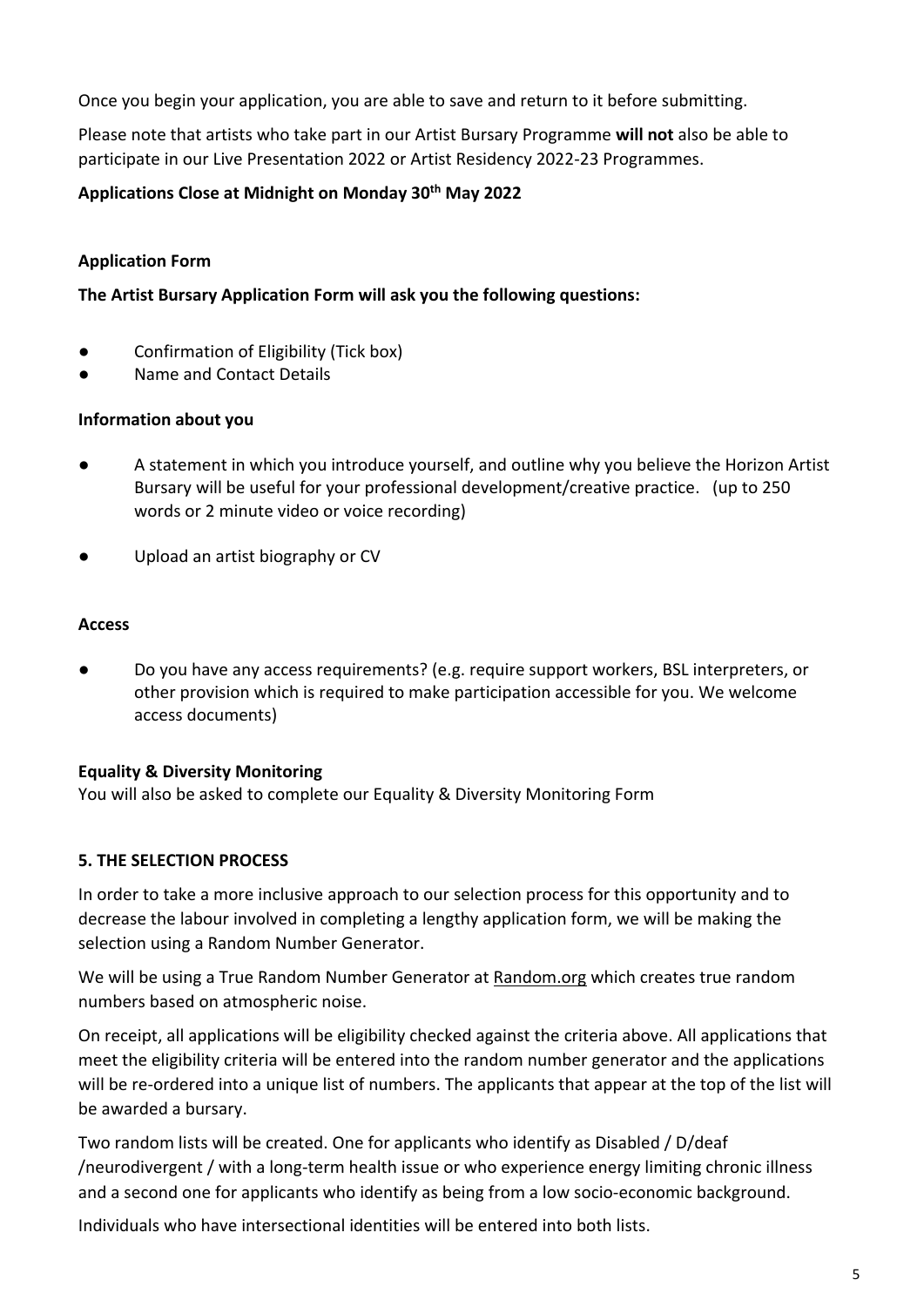Once you begin your application, you are able to save and return to it before submitting.

Please note that artists who take part in our Artist Bursary Programme **will not** also be able to participate in our Live Presentation 2022 or Artist Residency 2022-23 Programmes.

**Applications Close at Midnight on Monday 30th May 2022**

**Application Form**

**The Artist Bursary Application Form will ask you the following questions:**

- Confirmation of Eligibility (Tick box)
- Name and Contact Details

**Information about you**

- A statement in which you introduce yourself, and outline why you believe the Horizon Artist Bursary will be useful for your professional development/creative practice. (up to 250 words or 2 minute video or voice recording)
- Upload an artist biography or CV

**Access**

- Do you have any access requirements? (e.g. require support workers, BSL interpreters, or other provision which is required to make participation accessible for you. We welcome access documents)

**Equality & Diversity Monitoring**

You will also be asked to complete our Equality & Diversity Monitoring Form

## 5. THE SELECTION PROCESS

In order to take a more inclusive approach to our selection process for this opportunity and to decrease the labour involved in completing a lengthy application form, we will be making the selection using a Random Number Generator.

We will be using a True Random Number Generator at Random.org which creates true random numbers based on atmospheric noise.

On receipt, all applications will be eligibility checked against the criteria above. All applications that meet the eligibility criteria will be entered into the random number generator and the applications will be re-ordered into a unique list of numbers. The applicants that appear at the top of the list will be awarded a bursary.

Two random lists will be created. One for applicants who identify as Disabled / D/deaf /neurodivergent / with a long-term health issue or who experience energy limiting chronic illness and a second one for applicants who identify as being from a low socio-economic background.

Individuals who have intersectional identities will be entered into both lists.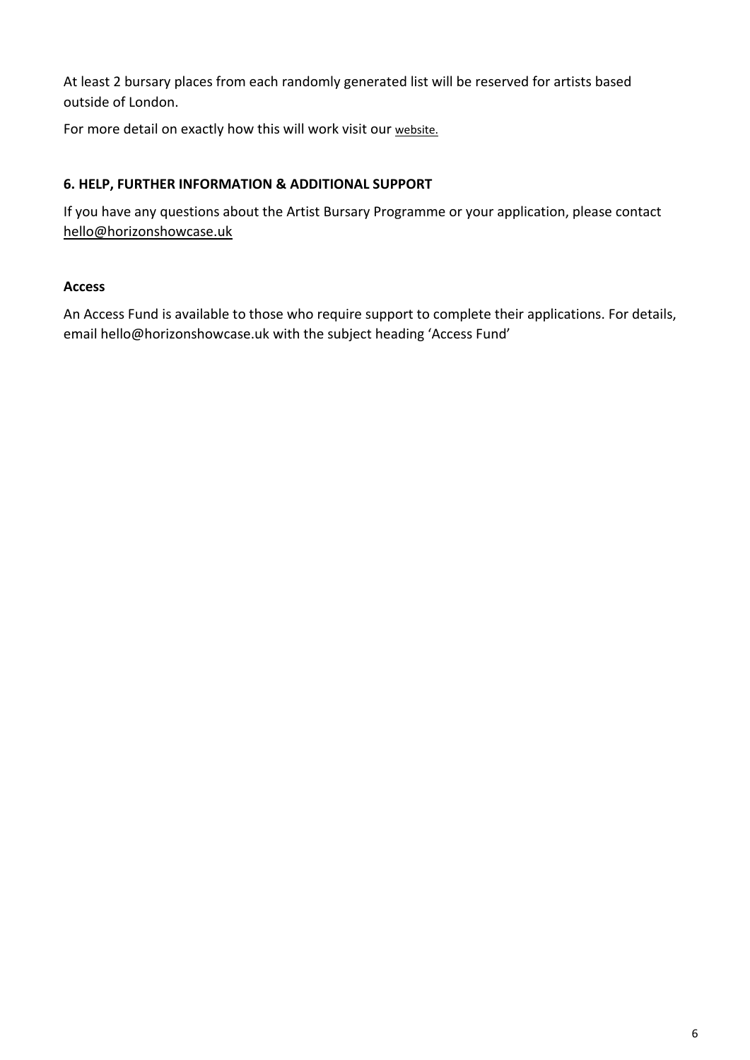At least 2 bursary places from each randomly generated list will be reserved for artists based outside of London.

For more detail on exactly how this will work visit our website.

## 6. HELP, FURTHER INFORMATION & ADDITIONAL SUPPORT

If you have any questions about the Artist Bursary Programme or your application, please contact hello@horizonshowcase.uk

### Access

An Access Fund is available to those who require support to complete their applications. For details, email hello@horizonshowcase.uk with the subject heading 'Access Fund'